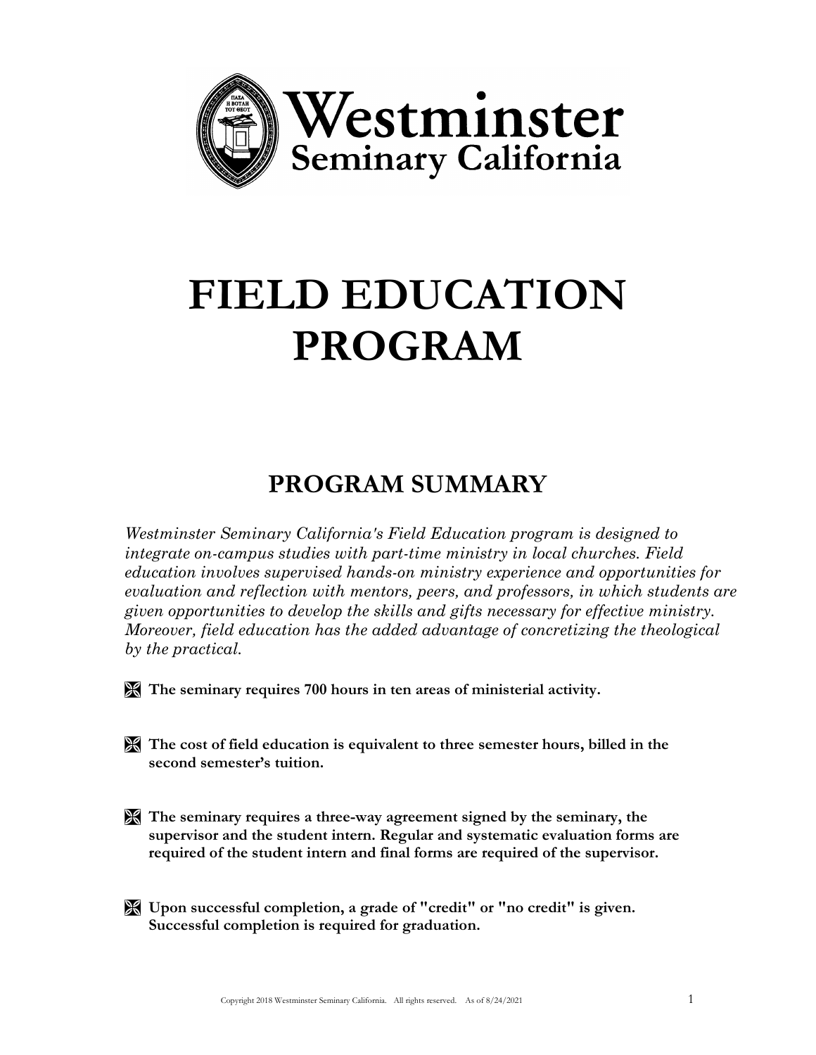Westminster Seminary California

# FIELD EDUCATION PROGRAM

## PROGRAM SUMMARY

*Westminster Seminary California's Field Education program is designed to integrate on-campus studies with part-time ministry in local churches. Field education involves supervised hands-on ministry experience and opportunities for evaluation and reflection with mentors, peers, and professors, in which students are given opportunities to develop the skills and gifts necessary for effective ministry. Moreover, field education has the added advantage of concretizing the theological by the practical.*

- **The seminary requires 700 hours in ten areas of ministerial activity.**

- **The cost of field education is equivalent to three semester hours, billed in the second semester's tuition.**

- **The seminary requires a three-way agreement signed by the seminary, the supervisor and the student intern. Regular and systematic evaluation forms are required of the student intern and final forms are required of the supervisor.**

- **Upon successful completion, a grade of "credit" or "no credit" is given. Successful completion is required for graduation.**

Copyright 2018 Westminster Seminary California. All rights reserved. As of 8/24/2021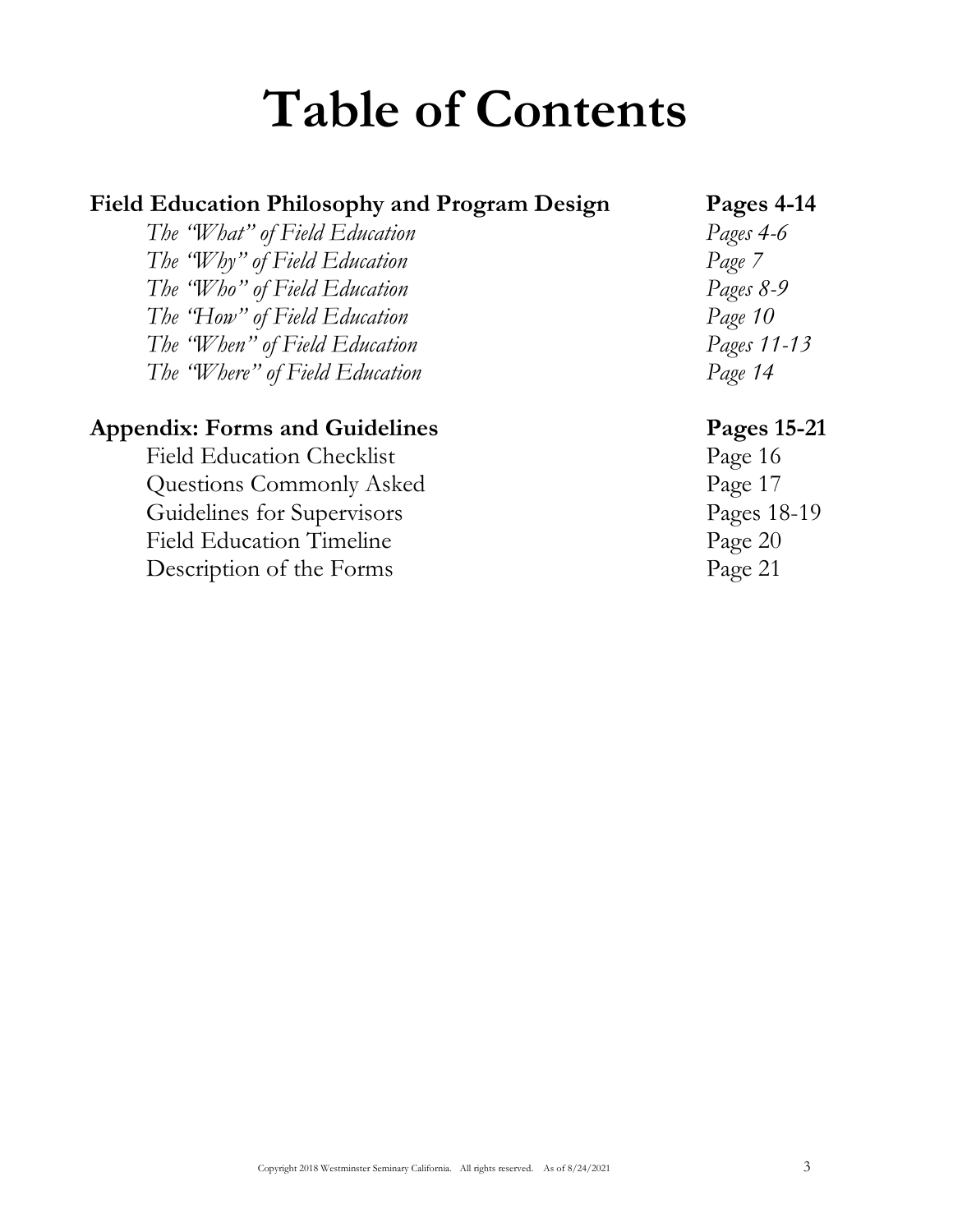# Table of Contents

| | |
|---|---|
| **Field Education Philosophy and Program Design** | **Pages 4-14** |
| *The "What" of Field Education* | *Pages 4-6* |
| *The "Why" of Field Education* | *Page 7* |
| *The "Who" of Field Education* | *Pages 8-9* |
| *The "How" of Field Education* | *Page 10* |
| *The "When" of Field Education* | *Pages 11-13* |
| *The "Where" of Field Education* | *Page 14* |
| **Appendix: Forms and Guidelines** | **Pages 15-21** |
| Field Education Checklist | Page 16 |
| Questions Commonly Asked | Page 17 |
| Guidelines for Supervisors | Pages 18-19 |
| Field Education Timeline | Page 20 |
| Description of the Forms | Page 21 |

Copyright 2018 Westminster Seminary California. All rights reserved. As of 8/24/2021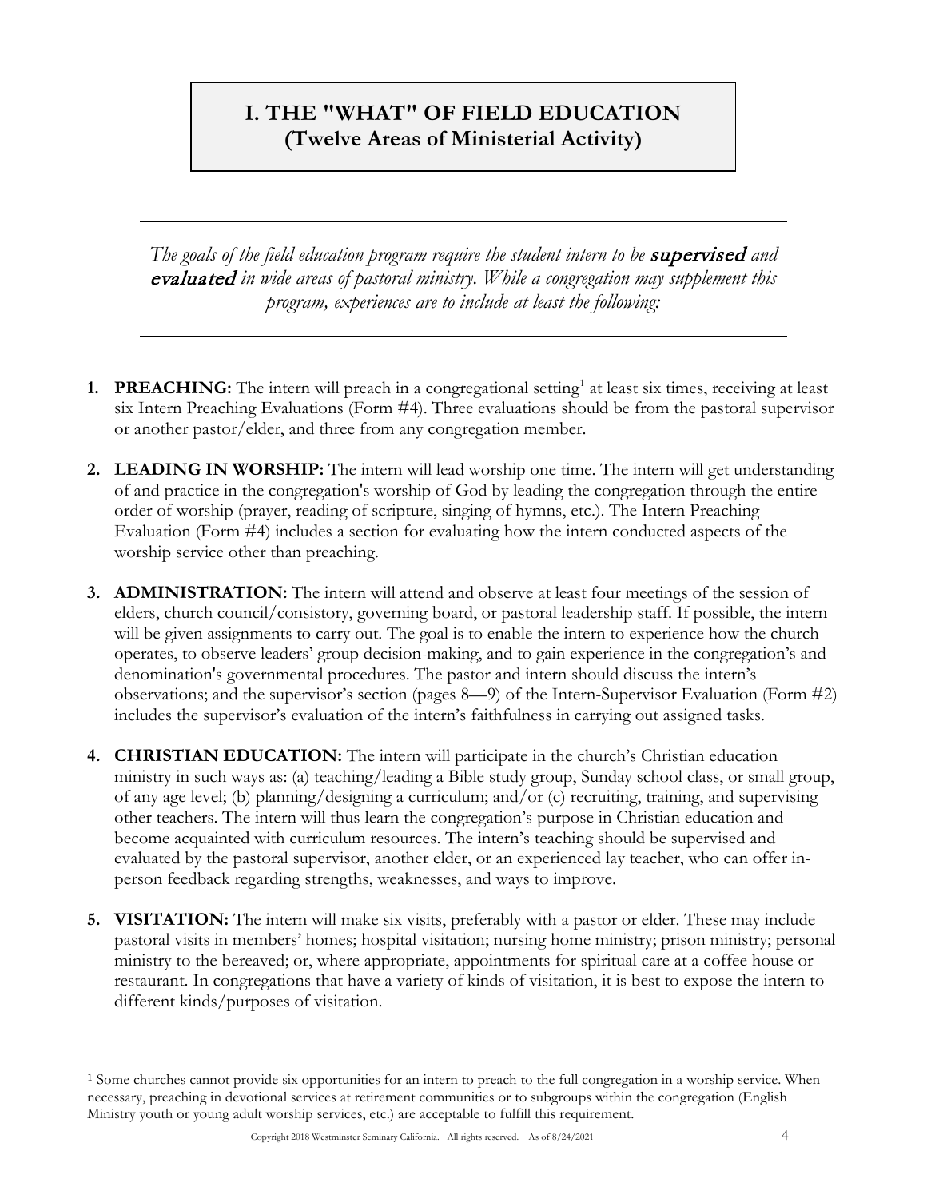# I. THE "WHAT" OF FIELD EDUCATION
## (Twelve Areas of Ministerial Activity)

---

*The goals of the field education program require the student intern to be* ***supervised*** *and* ***evaluated*** *in wide areas of pastoral ministry. While a congregation may supplement this program, experiences are to include at least the following:*

---

1. **PREACHING:** The intern will preach in a congregational setting[1] at least six times, receiving at least six Intern Preaching Evaluations (Form #4). Three evaluations should be from the pastoral supervisor or another pastor/elder, and three from any congregation member.

2. **LEADING IN WORSHIP:** The intern will lead worship one time. The intern will get understanding of and practice in the congregation's worship of God by leading the congregation through the entire order of worship (prayer, reading of scripture, singing of hymns, etc.). The Intern Preaching Evaluation (Form #4) includes a section for evaluating how the intern conducted aspects of the worship service other than preaching.

3. **ADMINISTRATION:** The intern will attend and observe at least four meetings of the session of elders, church council/consistory, governing board, or pastoral leadership staff. If possible, the intern will be given assignments to carry out. The goal is to enable the intern to experience how the church operates, to observe leaders' group decision-making, and to gain experience in the congregation's and denomination's governmental procedures. The pastor and intern should discuss the intern's observations; and the supervisor's section (pages 8—9) of the Intern-Supervisor Evaluation (Form #2) includes the supervisor's evaluation of the intern's faithfulness in carrying out assigned tasks.

4. **CHRISTIAN EDUCATION:** The intern will participate in the church's Christian education ministry in such ways as: (a) teaching/leading a Bible study group, Sunday school class, or small group, of any age level; (b) planning/designing a curriculum; and/or (c) recruiting, training, and supervising other teachers. The intern will thus learn the congregation's purpose in Christian education and become acquainted with curriculum resources. The intern's teaching should be supervised and evaluated by the pastoral supervisor, another elder, or an experienced lay teacher, who can offer in-person feedback regarding strengths, weaknesses, and ways to improve.

5. **VISITATION:** The intern will make six visits, preferably with a pastor or elder. These may include pastoral visits in members' homes; hospital visitation; nursing home ministry; prison ministry; personal ministry to the bereaved; or, where appropriate, appointments for spiritual care at a coffee house or restaurant. In congregations that have a variety of kinds of visitation, it is best to expose the intern to different kinds/purposes of visitation.

---

[1] Some churches cannot provide six opportunities for an intern to preach to the full congregation in a worship service. When necessary, preaching in devotional services at retirement communities or to subgroups within the congregation (English Ministry youth or young adult worship services, etc.) are acceptable to fulfill this requirement.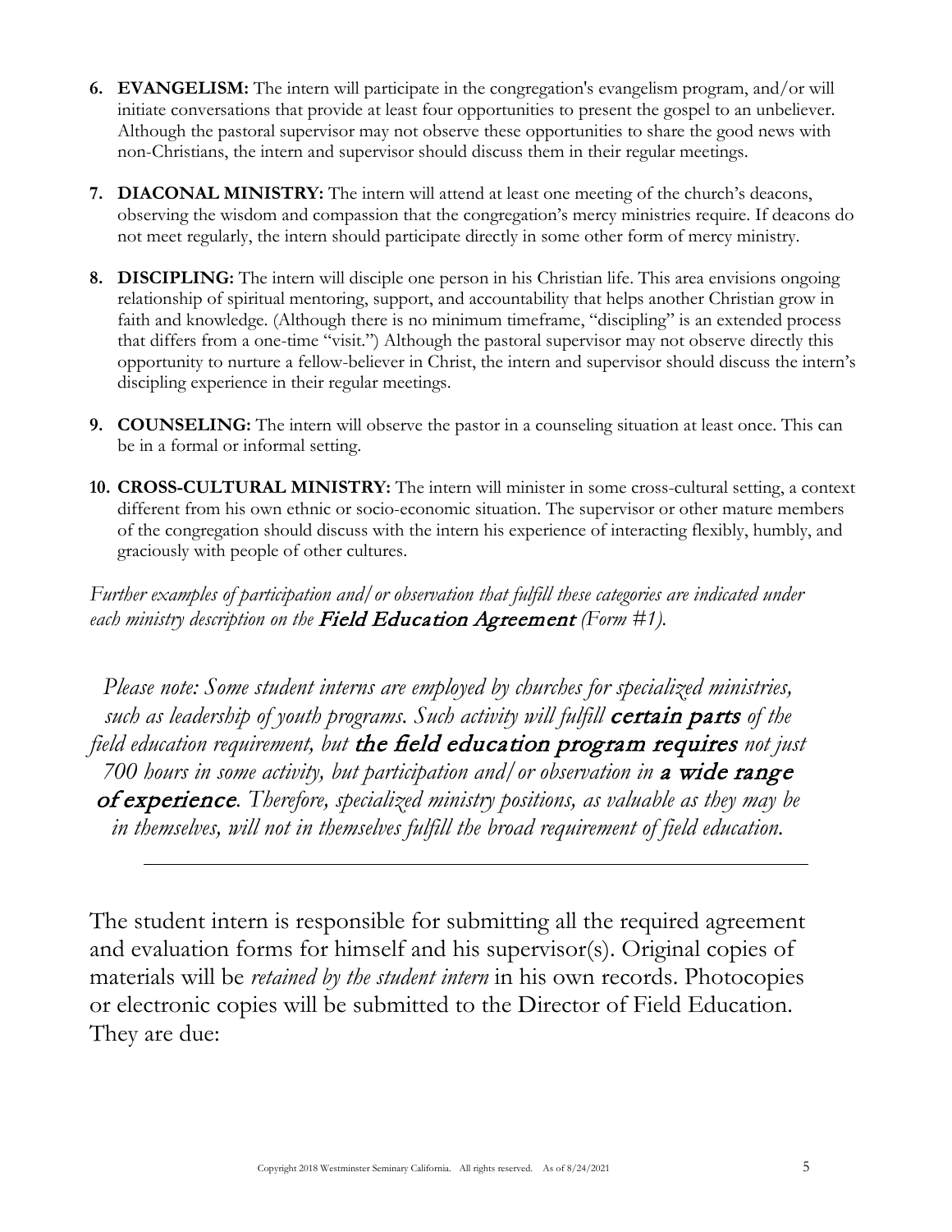6. **EVANGELISM:** The intern will participate in the congregation's evangelism program, and/or will initiate conversations that provide at least four opportunities to present the gospel to an unbeliever. Although the pastoral supervisor may not observe these opportunities to share the good news with non-Christians, the intern and supervisor should discuss them in their regular meetings.

7. **DIACONAL MINISTRY:** The intern will attend at least one meeting of the church's deacons, observing the wisdom and compassion that the congregation's mercy ministries require. If deacons do not meet regularly, the intern should participate directly in some other form of mercy ministry.

8. **DISCIPLING:** The intern will disciple one person in his Christian life. This area envisions ongoing relationship of spiritual mentoring, support, and accountability that helps another Christian grow in faith and knowledge. (Although there is no minimum timeframe, "discipling" is an extended process that differs from a one-time "visit.") Although the pastoral supervisor may not observe directly this opportunity to nurture a fellow-believer in Christ, the intern and supervisor should discuss the intern's discipling experience in their regular meetings.

9. **COUNSELING:** The intern will observe the pastor in a counseling situation at least once. This can be in a formal or informal setting.

10. **CROSS-CULTURAL MINISTRY:** The intern will minister in some cross-cultural setting, a context different from his own ethnic or socio-economic situation. The supervisor or other mature members of the congregation should discuss with the intern his experience of interacting flexibly, humbly, and graciously with people of other cultures.

*Further examples of participation and/or observation that fulfill these categories are indicated under each ministry description on the* ***Field Education Agreement*** *(Form #1).*

*Please note: Some student interns are employed by churches for specialized ministries, such as leadership of youth programs. Such activity will fulfill* ***certain parts*** *of the field education requirement, but* ***the field education program requires*** *not just 700 hours in some activity, but participation and/or observation in* ***a wide range of experience****. Therefore, specialized ministry positions, as valuable as they may be in themselves, will not in themselves fulfill the broad requirement of field education.*

---

The student intern is responsible for submitting all the required agreement and evaluation forms for himself and his supervisor(s). Original copies of materials will be *retained by the student intern* in his own records. Photocopies or electronic copies will be submitted to the Director of Field Education. They are due: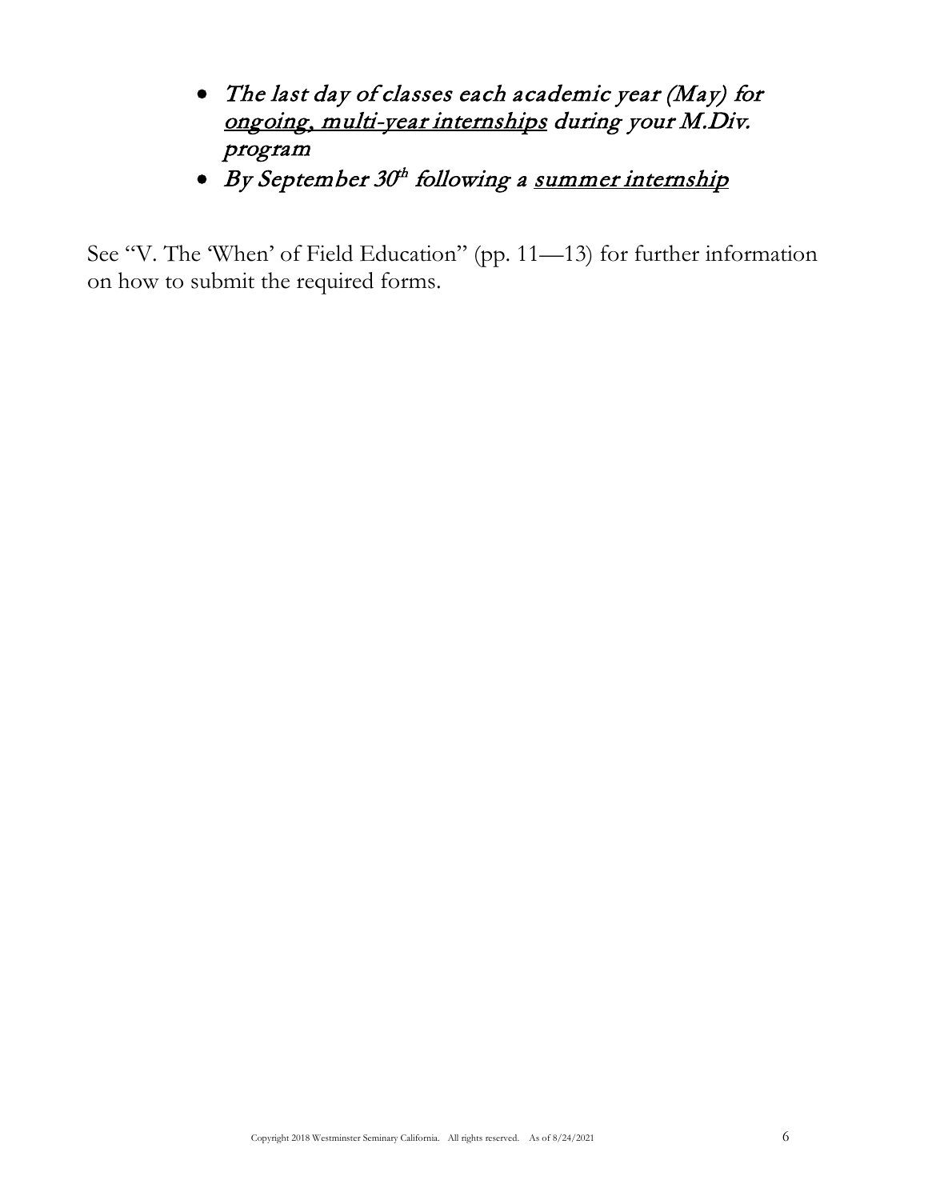- *The last day of classes each academic year (May) for <u>ongoing, multi-year internships</u> during your M.Div. program*
- *By September 30th following a <u>summer internship</u>*

See "V. The 'When' of Field Education" (pp. 11—13) for further information on how to submit the required forms.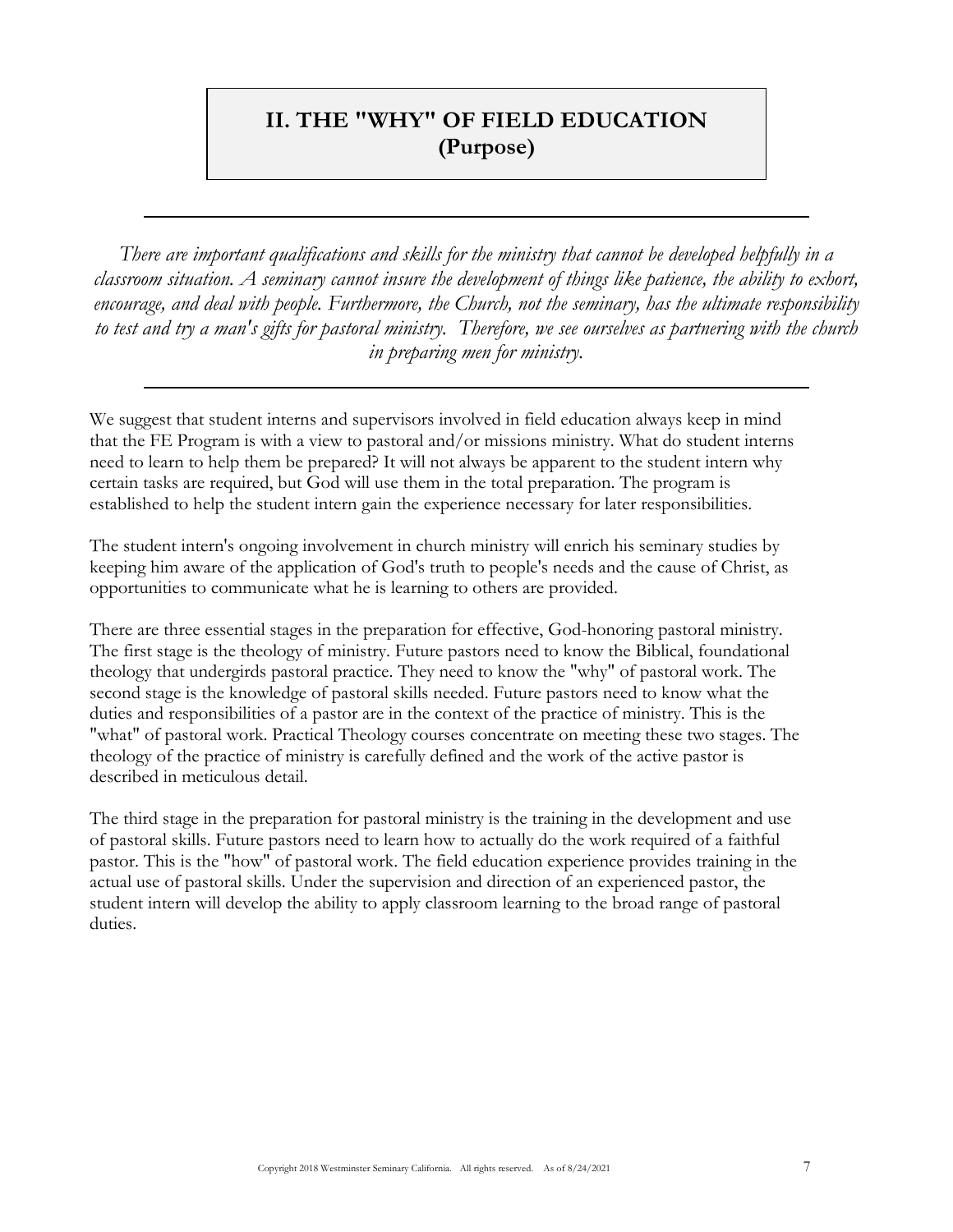# II. THE "WHY" OF FIELD EDUCATION (Purpose)

---

*There are important qualifications and skills for the ministry that cannot be developed helpfully in a classroom situation. A seminary cannot insure the development of things like patience, the ability to exhort, encourage, and deal with people. Furthermore, the Church, not the seminary, has the ultimate responsibility to test and try a man's gifts for pastoral ministry. Therefore, we see ourselves as partnering with the church in preparing men for ministry.*

---

We suggest that student interns and supervisors involved in field education always keep in mind that the FE Program is with a view to pastoral and/or missions ministry. What do student interns need to learn to help them be prepared? It will not always be apparent to the student intern why certain tasks are required, but God will use them in the total preparation. The program is established to help the student intern gain the experience necessary for later responsibilities.

The student intern's ongoing involvement in church ministry will enrich his seminary studies by keeping him aware of the application of God's truth to people's needs and the cause of Christ, as opportunities to communicate what he is learning to others are provided.

There are three essential stages in the preparation for effective, God-honoring pastoral ministry. The first stage is the theology of ministry. Future pastors need to know the Biblical, foundational theology that undergirds pastoral practice. They need to know the "why" of pastoral work. The second stage is the knowledge of pastoral skills needed. Future pastors need to know what the duties and responsibilities of a pastor are in the context of the practice of ministry. This is the "what" of pastoral work. Practical Theology courses concentrate on meeting these two stages. The theology of the practice of ministry is carefully defined and the work of the active pastor is described in meticulous detail.

The third stage in the preparation for pastoral ministry is the training in the development and use of pastoral skills. Future pastors need to learn how to actually do the work required of a faithful pastor. This is the "how" of pastoral work. The field education experience provides training in the actual use of pastoral skills. Under the supervision and direction of an experienced pastor, the student intern will develop the ability to apply classroom learning to the broad range of pastoral duties.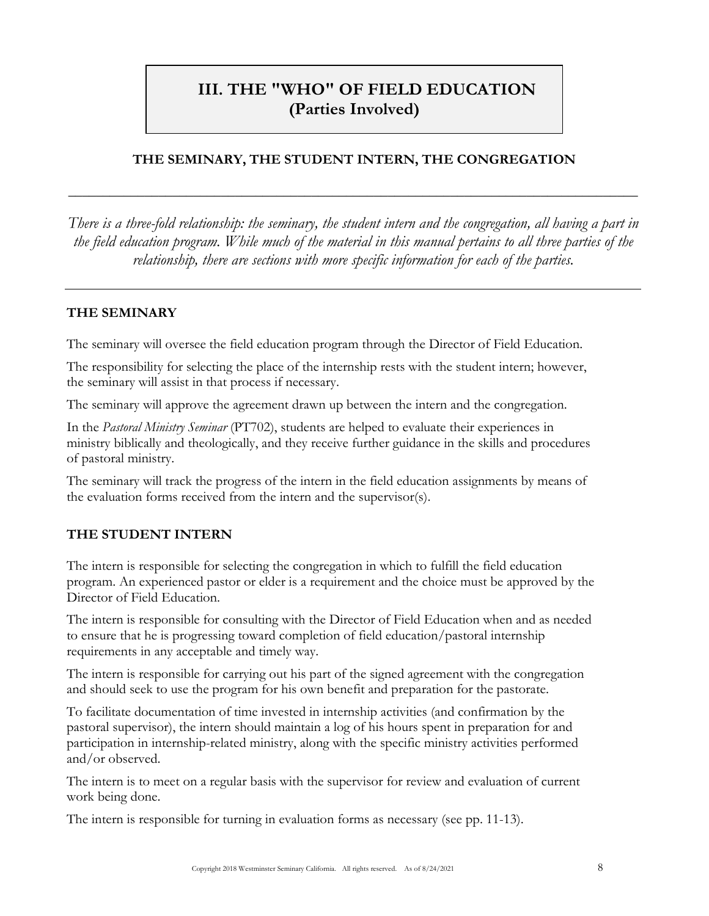# III. THE "WHO" OF FIELD EDUCATION (Parties Involved)

## THE SEMINARY, THE STUDENT INTERN, THE CONGREGATION

---

*There is a three-fold relationship: the seminary, the student intern and the congregation, all having a part in the field education program. While much of the material in this manual pertains to all three parties of the relationship, there are sections with more specific information for each of the parties.*

---

### THE SEMINARY

The seminary will oversee the field education program through the Director of Field Education.

The responsibility for selecting the place of the internship rests with the student intern; however, the seminary will assist in that process if necessary.

The seminary will approve the agreement drawn up between the intern and the congregation.

In the *Pastoral Ministry Seminar* (PT702), students are helped to evaluate their experiences in ministry biblically and theologically, and they receive further guidance in the skills and procedures of pastoral ministry.

The seminary will track the progress of the intern in the field education assignments by means of the evaluation forms received from the intern and the supervisor(s).

### THE STUDENT INTERN

The intern is responsible for selecting the congregation in which to fulfill the field education program. An experienced pastor or elder is a requirement and the choice must be approved by the Director of Field Education.

The intern is responsible for consulting with the Director of Field Education when and as needed to ensure that he is progressing toward completion of field education/pastoral internship requirements in any acceptable and timely way.

The intern is responsible for carrying out his part of the signed agreement with the congregation and should seek to use the program for his own benefit and preparation for the pastorate.

To facilitate documentation of time invested in internship activities (and confirmation by the pastoral supervisor), the intern should maintain a log of his hours spent in preparation for and participation in internship-related ministry, along with the specific ministry activities performed and/or observed.

The intern is to meet on a regular basis with the supervisor for review and evaluation of current work being done.

The intern is responsible for turning in evaluation forms as necessary (see pp. 11-13).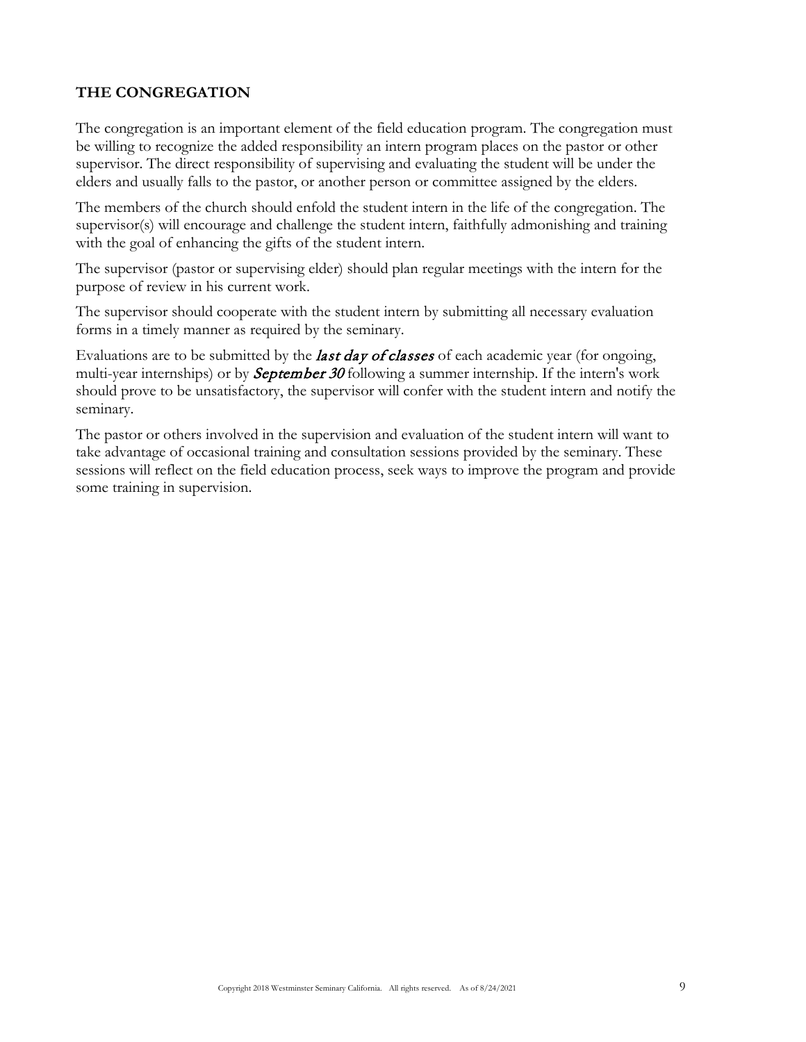## THE CONGREGATION

The congregation is an important element of the field education program. The congregation must be willing to recognize the added responsibility an intern program places on the pastor or other supervisor. The direct responsibility of supervising and evaluating the student will be under the elders and usually falls to the pastor, or another person or committee assigned by the elders.

The members of the church should enfold the student intern in the life of the congregation. The supervisor(s) will encourage and challenge the student intern, faithfully admonishing and training with the goal of enhancing the gifts of the student intern.

The supervisor (pastor or supervising elder) should plan regular meetings with the intern for the purpose of review in his current work.

The supervisor should cooperate with the student intern by submitting all necessary evaluation forms in a timely manner as required by the seminary.

Evaluations are to be submitted by the ***last day of classes*** of each academic year (for ongoing, multi-year internships) or by ***September 30*** following a summer internship. If the intern's work should prove to be unsatisfactory, the supervisor will confer with the student intern and notify the seminary.

The pastor or others involved in the supervision and evaluation of the student intern will want to take advantage of occasional training and consultation sessions provided by the seminary. These sessions will reflect on the field education process, seek ways to improve the program and provide some training in supervision.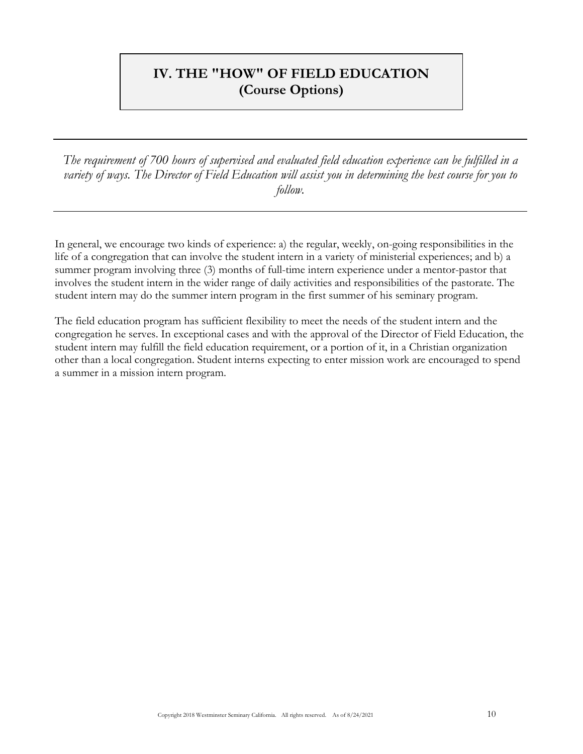# IV. THE "HOW" OF FIELD EDUCATION
## (Course Options)

---

*The requirement of 700 hours of supervised and evaluated field education experience can be fulfilled in a variety of ways. The Director of Field Education will assist you in determining the best course for you to follow.*

---

In general, we encourage two kinds of experience: a) the regular, weekly, on-going responsibilities in the life of a congregation that can involve the student intern in a variety of ministerial experiences; and b) a summer program involving three (3) months of full-time intern experience under a mentor-pastor that involves the student intern in the wider range of daily activities and responsibilities of the pastorate. The student intern may do the summer intern program in the first summer of his seminary program.

The field education program has sufficient flexibility to meet the needs of the student intern and the congregation he serves. In exceptional cases and with the approval of the Director of Field Education, the student intern may fulfill the field education requirement, or a portion of it, in a Christian organization other than a local congregation. Student interns expecting to enter mission work are encouraged to spend a summer in a mission intern program.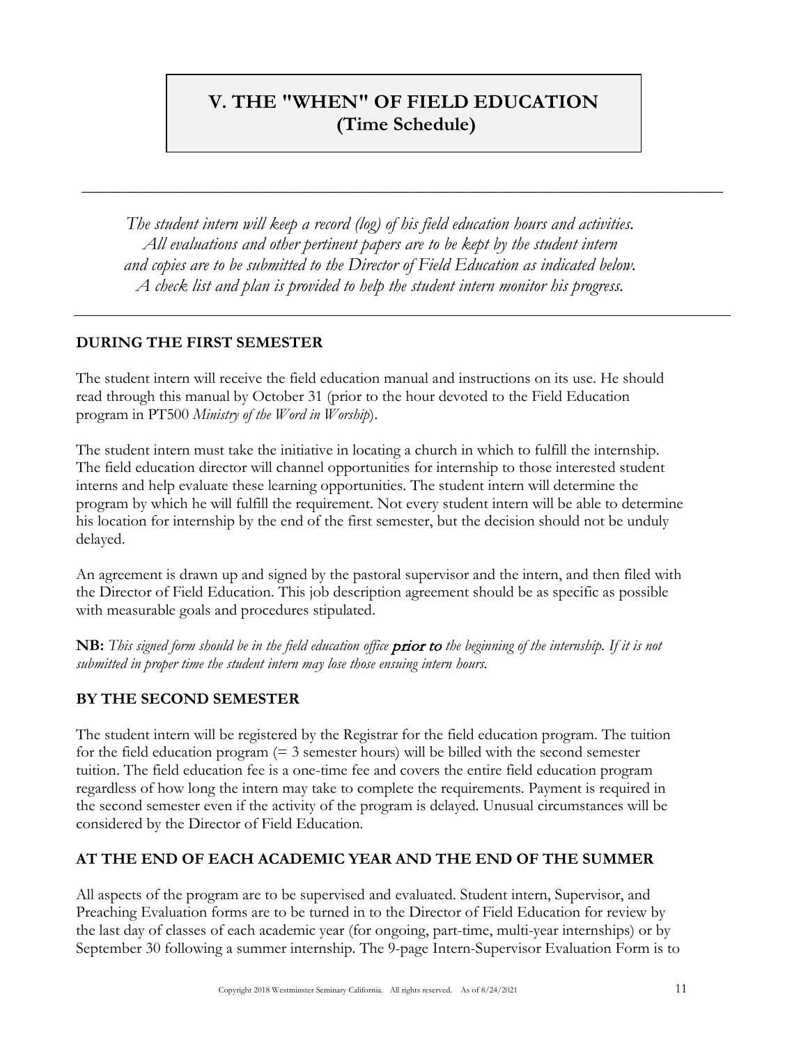# V. THE "WHEN" OF FIELD EDUCATION (Time Schedule)

---

*The student intern will keep a record (log) of his field education hours and activities. All evaluations and other pertinent papers are to be kept by the student intern and copies are to be submitted to the Director of Field Education as indicated below. A check list and plan is provided to help the student intern monitor his progress.*

---

### DURING THE FIRST SEMESTER

The student intern will receive the field education manual and instructions on its use. He should read through this manual by October 31 (prior to the hour devoted to the Field Education program in PT500 *Ministry of the Word in Worship*).

The student intern must take the initiative in locating a church in which to fulfill the internship. The field education director will channel opportunities for internship to those interested student interns and help evaluate these learning opportunities. The student intern will determine the program by which he will fulfill the requirement. Not every student intern will be able to determine his location for internship by the end of the first semester, but the decision should not be unduly delayed.

An agreement is drawn up and signed by the pastoral supervisor and the intern, and then filed with the Director of Field Education. This job description agreement should be as specific as possible with measurable goals and procedures stipulated.

**NB:** *This signed form should be in the field education office **prior to** the beginning of the internship. If it is not submitted in proper time the student intern may lose those ensuing intern hours.*

### BY THE SECOND SEMESTER

The student intern will be registered by the Registrar for the field education program. The tuition for the field education program (= 3 semester hours) will be billed with the second semester tuition. The field education fee is a one-time fee and covers the entire field education program regardless of how long the intern may take to complete the requirements. Payment is required in the second semester even if the activity of the program is delayed. Unusual circumstances will be considered by the Director of Field Education.

### AT THE END OF EACH ACADEMIC YEAR AND THE END OF THE SUMMER

All aspects of the program are to be supervised and evaluated. Student intern, Supervisor, and Preaching Evaluation forms are to be turned in to the Director of Field Education for review by the last day of classes of each academic year (for ongoing, part-time, multi-year internships) or by September 30 following a summer internship. The 9-page Intern-Supervisor Evaluation Form is to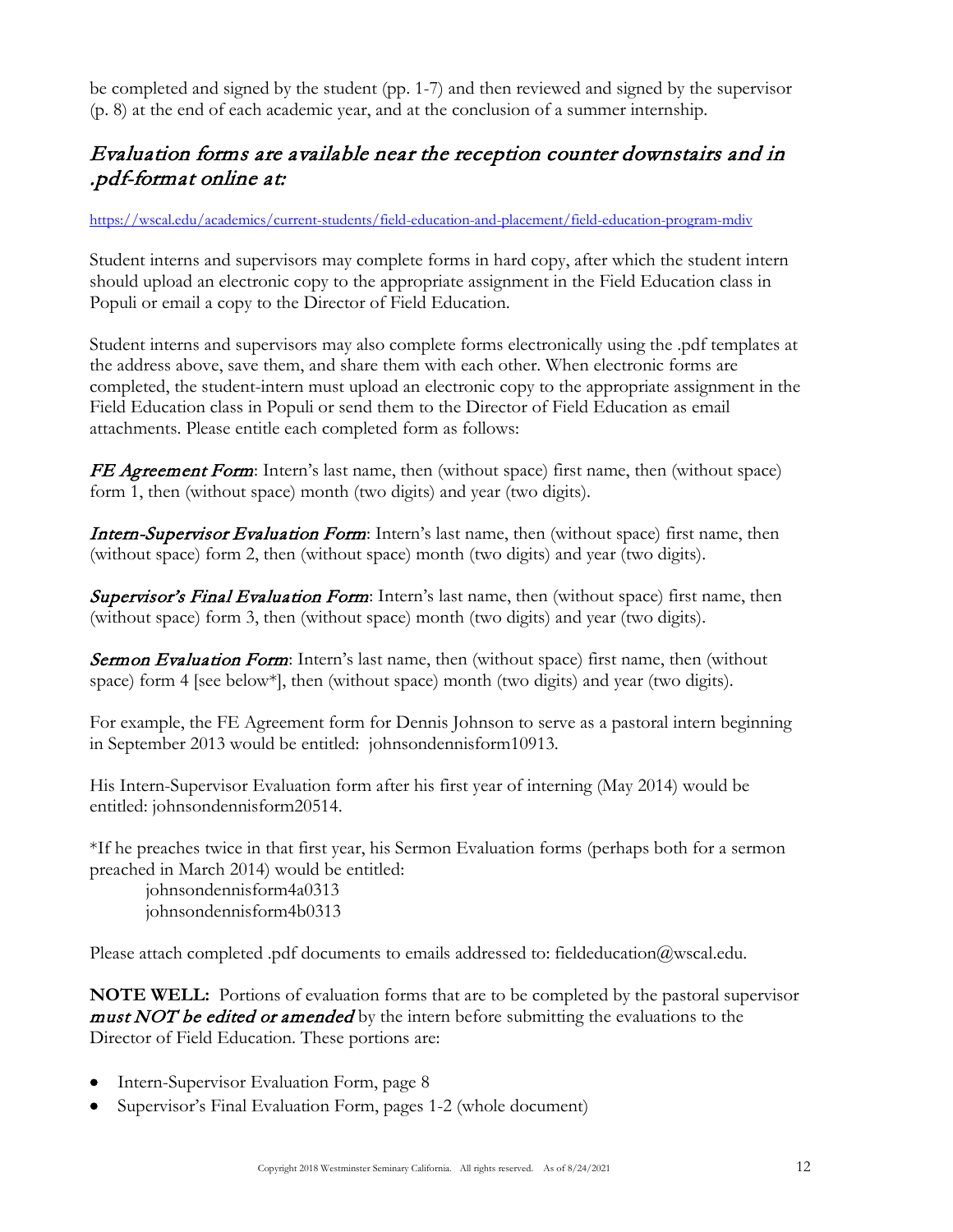be completed and signed by the student (pp. 1-7) and then reviewed and signed by the supervisor (p. 8) at the end of each academic year, and at the conclusion of a summer internship.

## *Evaluation forms are available near the reception counter downstairs and in .pdf-format online at:*

https://wscal.edu/academics/current-students/field-education-and-placement/field-education-program-mdiv

Student interns and supervisors may complete forms in hard copy, after which the student intern should upload an electronic copy to the appropriate assignment in the Field Education class in Populi or email a copy to the Director of Field Education.

Student interns and supervisors may also complete forms electronically using the .pdf templates at the address above, save them, and share them with each other. When electronic forms are completed, the student-intern must upload an electronic copy to the appropriate assignment in the Field Education class in Populi or send them to the Director of Field Education as email attachments. Please entitle each completed form as follows:

***FE Agreement Form***: Intern's last name, then (without space) first name, then (without space) form 1, then (without space) month (two digits) and year (two digits).

***Intern-Supervisor Evaluation Form***: Intern's last name, then (without space) first name, then (without space) form 2, then (without space) month (two digits) and year (two digits).

***Supervisor's Final Evaluation Form***: Intern's last name, then (without space) first name, then (without space) form 3, then (without space) month (two digits) and year (two digits).

***Sermon Evaluation Form***: Intern's last name, then (without space) first name, then (without space) form 4 [see below*], then (without space) month (two digits) and year (two digits).

For example, the FE Agreement form for Dennis Johnson to serve as a pastoral intern beginning in September 2013 would be entitled: johnsondennisform10913.

His Intern-Supervisor Evaluation form after his first year of interning (May 2014) would be entitled: johnsondennisform20514.

*If he preaches twice in that first year, his Sermon Evaluation forms (perhaps both for a sermon preached in March 2014) would be entitled:

johnsondennisform4a0313
johnsondennisform4b0313

Please attach completed .pdf documents to emails addressed to: fieldeducation@wscal.edu.

**NOTE WELL:** Portions of evaluation forms that are to be completed by the pastoral supervisor ***must NOT be edited or amended*** by the intern before submitting the evaluations to the Director of Field Education. These portions are:

- Intern-Supervisor Evaluation Form, page 8
- Supervisor's Final Evaluation Form, pages 1-2 (whole document)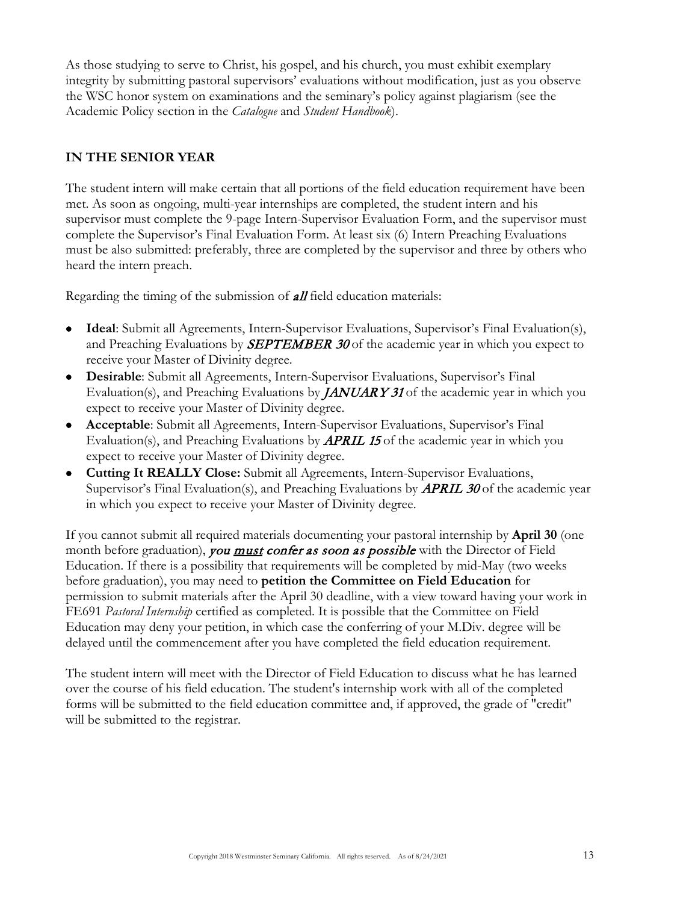As those studying to serve to Christ, his gospel, and his church, you must exhibit exemplary integrity by submitting pastoral supervisors' evaluations without modification, just as you observe the WSC honor system on examinations and the seminary's policy against plagiarism (see the Academic Policy section in the *Catalogue* and *Student Handbook*).

## IN THE SENIOR YEAR

The student intern will make certain that all portions of the field education requirement have been met. As soon as ongoing, multi-year internships are completed, the student intern and his supervisor must complete the 9-page Intern-Supervisor Evaluation Form, and the supervisor must complete the Supervisor's Final Evaluation Form. At least six (6) Intern Preaching Evaluations must be also submitted: preferably, three are completed by the supervisor and three by others who heard the intern preach.

Regarding the timing of the submission of ***all*** field education materials:

- **Ideal**: Submit all Agreements, Intern-Supervisor Evaluations, Supervisor's Final Evaluation(s), and Preaching Evaluations by ***SEPTEMBER 30*** of the academic year in which you expect to receive your Master of Divinity degree.
- **Desirable**: Submit all Agreements, Intern-Supervisor Evaluations, Supervisor's Final Evaluation(s), and Preaching Evaluations by ***JANUARY 31*** of the academic year in which you expect to receive your Master of Divinity degree.
- **Acceptable**: Submit all Agreements, Intern-Supervisor Evaluations, Supervisor's Final Evaluation(s), and Preaching Evaluations by ***APRIL 15*** of the academic year in which you expect to receive your Master of Divinity degree.
- **Cutting It REALLY Close:** Submit all Agreements, Intern-Supervisor Evaluations, Supervisor's Final Evaluation(s), and Preaching Evaluations by ***APRIL 30*** of the academic year in which you expect to receive your Master of Divinity degree.

If you cannot submit all required materials documenting your pastoral internship by **April 30** (one month before graduation), ***you <u>must</u> confer as soon as possible*** with the Director of Field Education. If there is a possibility that requirements will be completed by mid-May (two weeks before graduation), you may need to **petition the Committee on Field Education** for permission to submit materials after the April 30 deadline, with a view toward having your work in FE691 *Pastoral Internship* certified as completed. It is possible that the Committee on Field Education may deny your petition, in which case the conferring of your M.Div. degree will be delayed until the commencement after you have completed the field education requirement.

The student intern will meet with the Director of Field Education to discuss what he has learned over the course of his field education. The student's internship work with all of the completed forms will be submitted to the field education committee and, if approved, the grade of "credit" will be submitted to the registrar.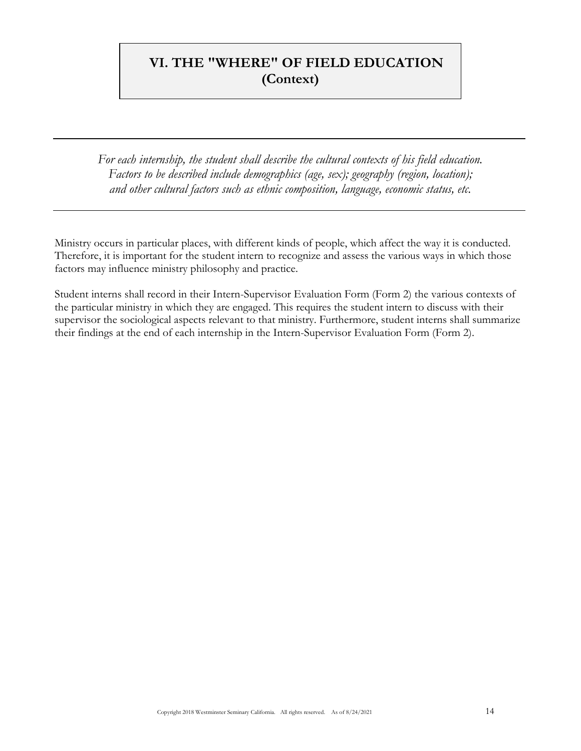# VI. THE "WHERE" OF FIELD EDUCATION (Context)

*For each internship, the student shall describe the cultural contexts of his field education. Factors to be described include demographics (age, sex); geography (region, location); and other cultural factors such as ethnic composition, language, economic status, etc.*

Ministry occurs in particular places, with different kinds of people, which affect the way it is conducted. Therefore, it is important for the student intern to recognize and assess the various ways in which those factors may influence ministry philosophy and practice.

Student interns shall record in their Intern-Supervisor Evaluation Form (Form 2) the various contexts of the particular ministry in which they are engaged. This requires the student intern to discuss with their supervisor the sociological aspects relevant to that ministry. Furthermore, student interns shall summarize their findings at the end of each internship in the Intern-Supervisor Evaluation Form (Form 2).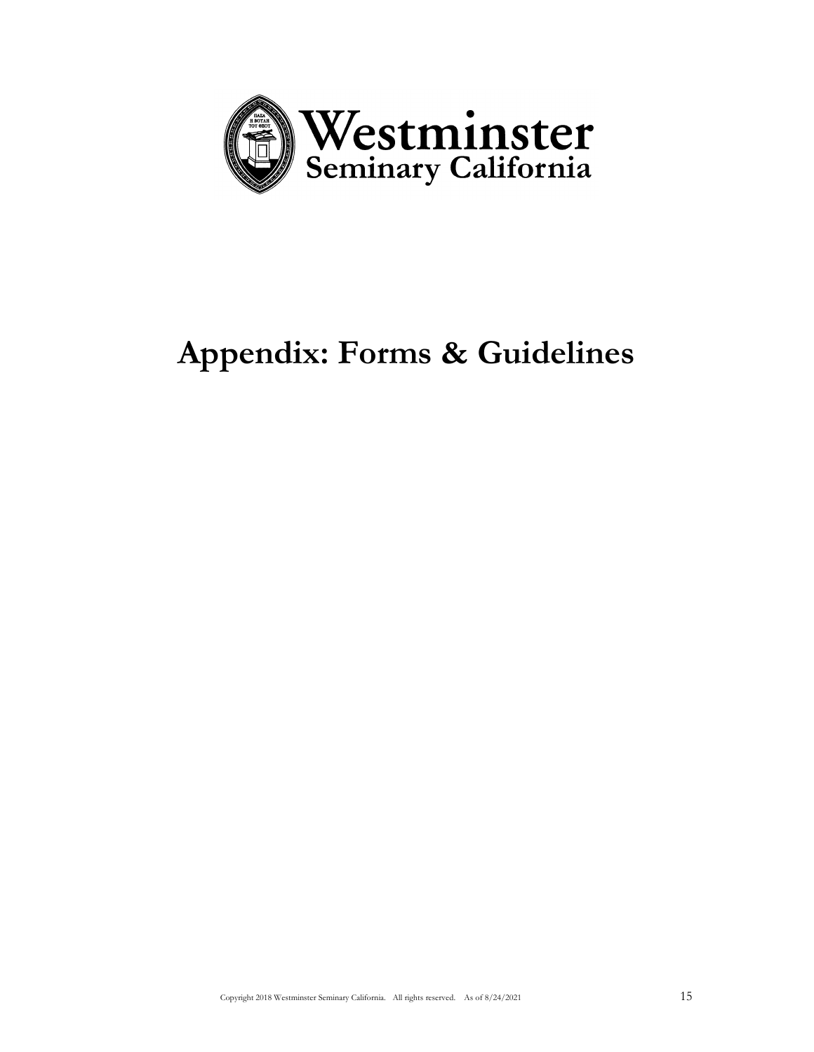Westminster Seminary California

# Appendix: Forms & Guidelines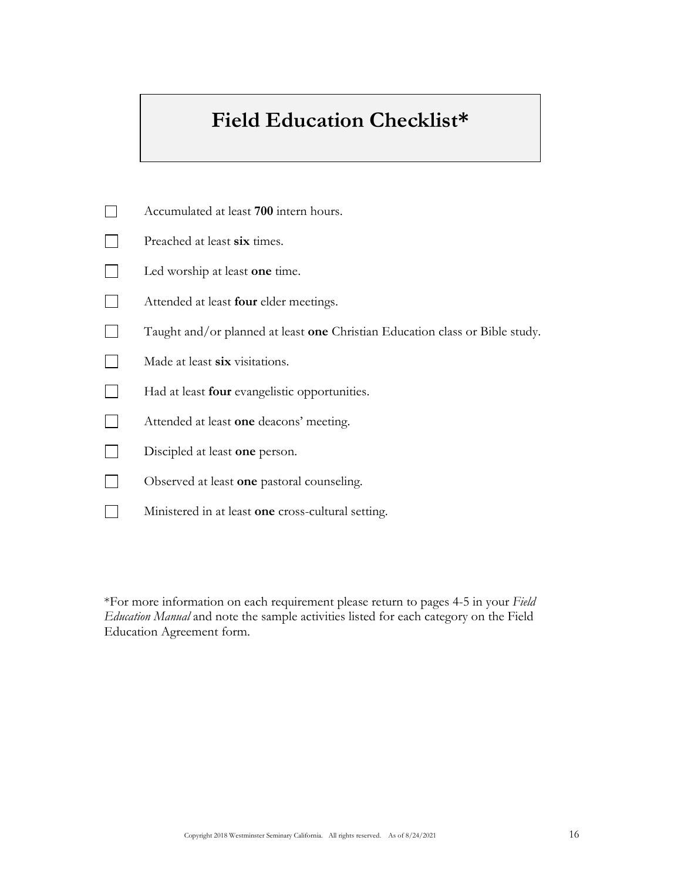# Field Education Checklist*

- [ ] Accumulated at least **700** intern hours.
- [ ] Preached at least **six** times.
- [ ] Led worship at least **one** time.
- [ ] Attended at least **four** elder meetings.
- [ ] Taught and/or planned at least **one** Christian Education class or Bible study.
- [ ] Made at least **six** visitations.
- [ ] Had at least **four** evangelistic opportunities.
- [ ] Attended at least **one** deacons' meeting.
- [ ] Discipled at least **one** person.
- [ ] Observed at least **one** pastoral counseling.
- [ ] Ministered in at least **one** cross-cultural setting.

*For more information on each requirement please return to pages 4-5 in your *Field Education Manual* and note the sample activities listed for each category on the Field Education Agreement form.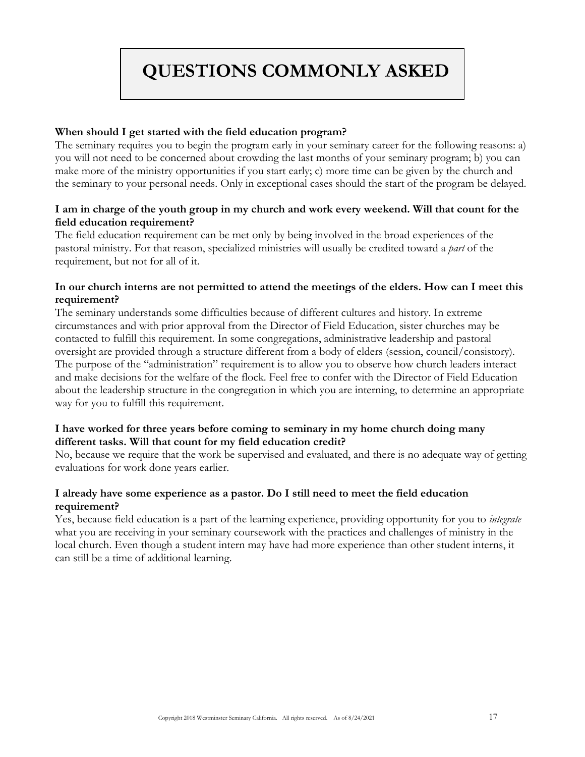# QUESTIONS COMMONLY ASKED

**When should I get started with the field education program?**
The seminary requires you to begin the program early in your seminary career for the following reasons: a) you will not need to be concerned about crowding the last months of your seminary program; b) you can make more of the ministry opportunities if you start early; c) more time can be given by the church and the seminary to your personal needs. Only in exceptional cases should the start of the program be delayed.

**I am in charge of the youth group in my church and work every weekend. Will that count for the field education requirement?**
The field education requirement can be met only by being involved in the broad experiences of the pastoral ministry. For that reason, specialized ministries will usually be credited toward a *part* of the requirement, but not for all of it.

**In our church interns are not permitted to attend the meetings of the elders. How can I meet this requirement?**
The seminary understands some difficulties because of different cultures and history. In extreme circumstances and with prior approval from the Director of Field Education, sister churches may be contacted to fulfill this requirement. In some congregations, administrative leadership and pastoral oversight are provided through a structure different from a body of elders (session, council/consistory). The purpose of the "administration" requirement is to allow you to observe how church leaders interact and make decisions for the welfare of the flock. Feel free to confer with the Director of Field Education about the leadership structure in the congregation in which you are interning, to determine an appropriate way for you to fulfill this requirement.

**I have worked for three years before coming to seminary in my home church doing many different tasks. Will that count for my field education credit?**
No, because we require that the work be supervised and evaluated, and there is no adequate way of getting evaluations for work done years earlier.

**I already have some experience as a pastor. Do I still need to meet the field education requirement?**
Yes, because field education is a part of the learning experience, providing opportunity for you to *integrate* what you are receiving in your seminary coursework with the practices and challenges of ministry in the local church. Even though a student intern may have had more experience than other student interns, it can still be a time of additional learning.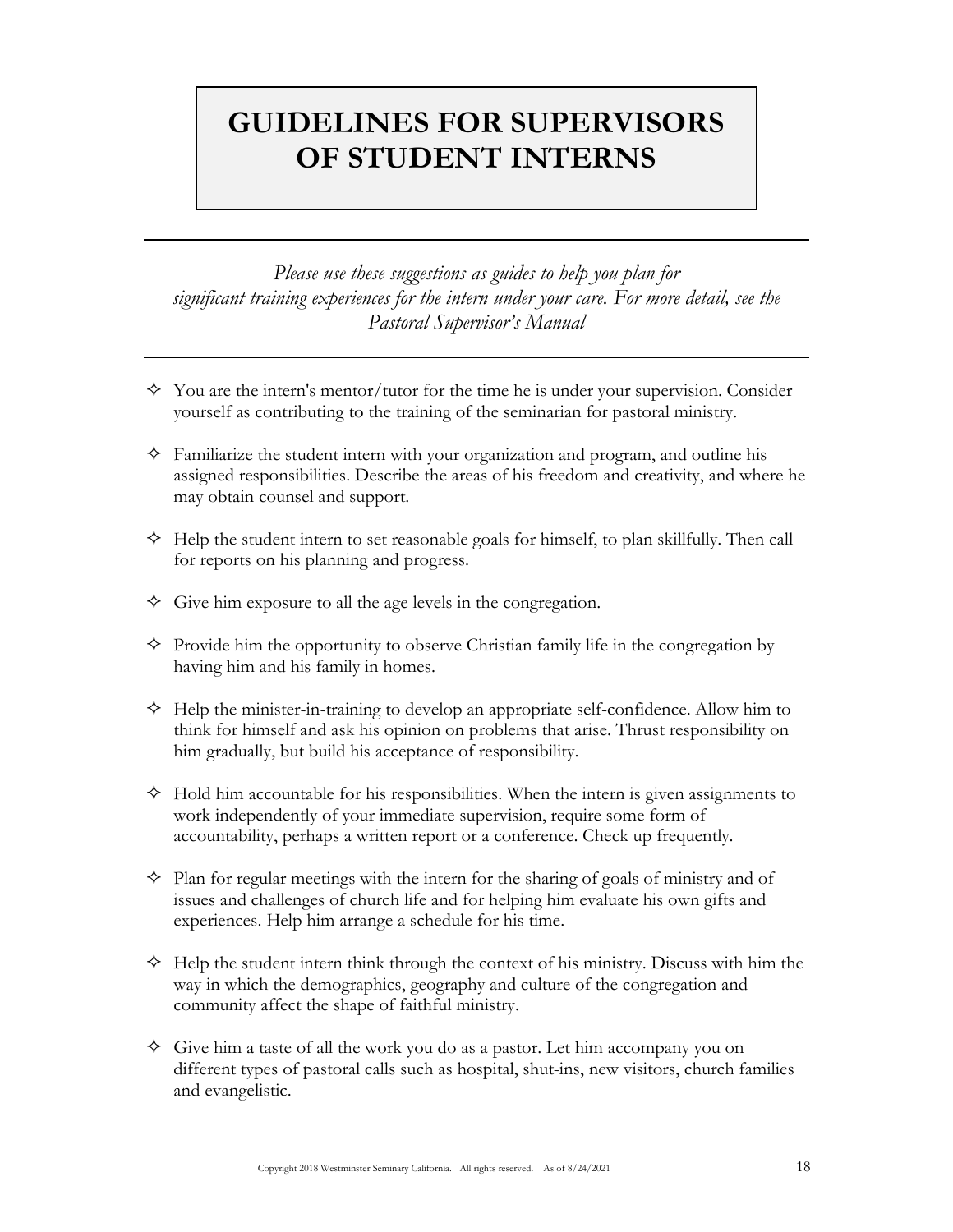# GUIDELINES FOR SUPERVISORS OF STUDENT INTERNS

---

*Please use these suggestions as guides to help you plan for significant training experiences for the intern under your care. For more detail, see the Pastoral Supervisor's Manual*

---

- ✧ You are the intern's mentor/tutor for the time he is under your supervision. Consider yourself as contributing to the training of the seminarian for pastoral ministry.
- ✧ Familiarize the student intern with your organization and program, and outline his assigned responsibilities. Describe the areas of his freedom and creativity, and where he may obtain counsel and support.
- ✧ Help the student intern to set reasonable goals for himself, to plan skillfully. Then call for reports on his planning and progress.
- ✧ Give him exposure to all the age levels in the congregation.
- ✧ Provide him the opportunity to observe Christian family life in the congregation by having him and his family in homes.
- ✧ Help the minister-in-training to develop an appropriate self-confidence. Allow him to think for himself and ask his opinion on problems that arise. Thrust responsibility on him gradually, but build his acceptance of responsibility.
- ✧ Hold him accountable for his responsibilities. When the intern is given assignments to work independently of your immediate supervision, require some form of accountability, perhaps a written report or a conference. Check up frequently.
- ✧ Plan for regular meetings with the intern for the sharing of goals of ministry and of issues and challenges of church life and for helping him evaluate his own gifts and experiences. Help him arrange a schedule for his time.
- ✧ Help the student intern think through the context of his ministry. Discuss with him the way in which the demographics, geography and culture of the congregation and community affect the shape of faithful ministry.
- ✧ Give him a taste of all the work you do as a pastor. Let him accompany you on different types of pastoral calls such as hospital, shut-ins, new visitors, church families and evangelistic.

Copyright 2018 Westminster Seminary California. All rights reserved. As of 8/24/2021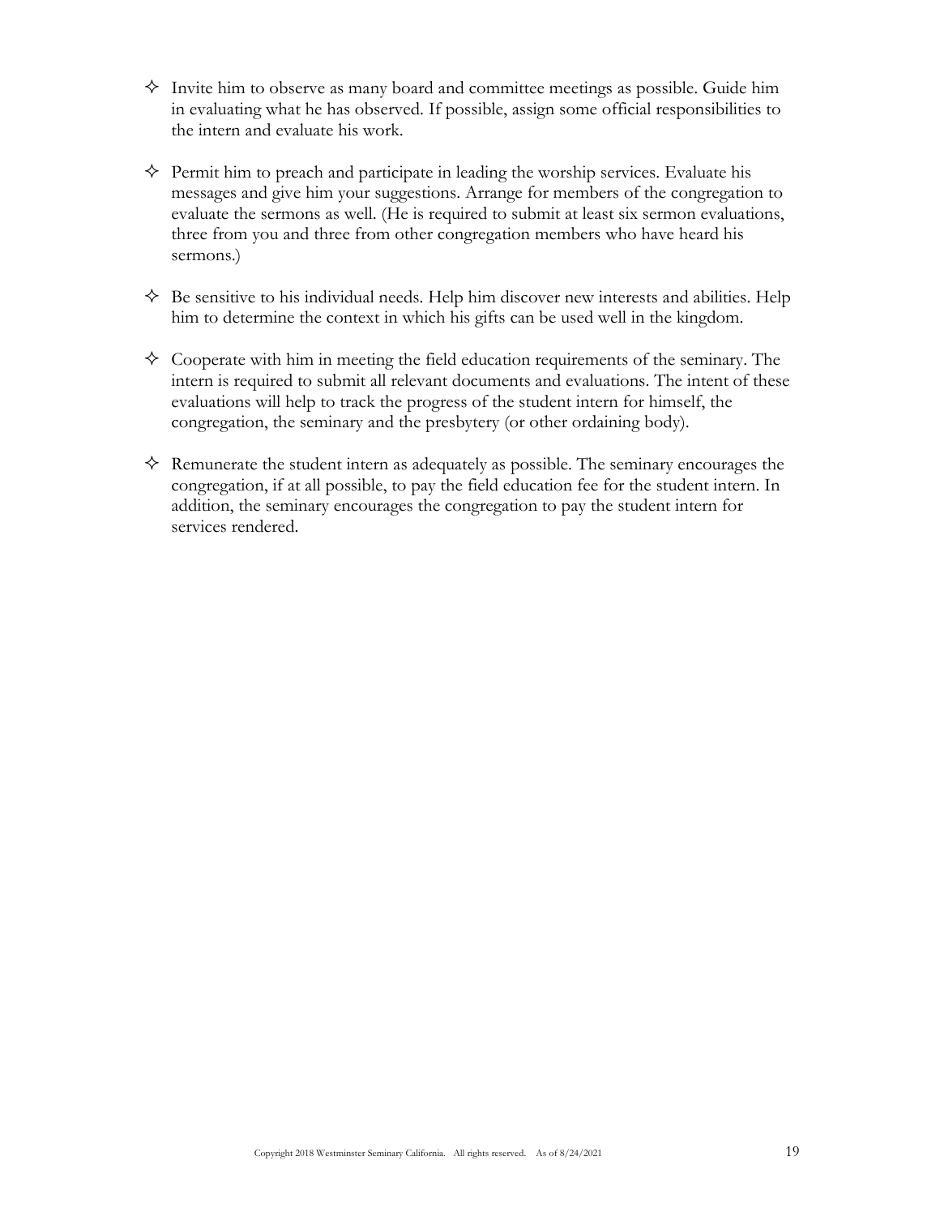- Invite him to observe as many board and committee meetings as possible. Guide him in evaluating what he has observed. If possible, assign some official responsibilities to the intern and evaluate his work.

- Permit him to preach and participate in leading the worship services. Evaluate his messages and give him your suggestions. Arrange for members of the congregation to evaluate the sermons as well. (He is required to submit at least six sermon evaluations, three from you and three from other congregation members who have heard his sermons.)

- Be sensitive to his individual needs. Help him discover new interests and abilities. Help him to determine the context in which his gifts can be used well in the kingdom.

- Cooperate with him in meeting the field education requirements of the seminary. The intern is required to submit all relevant documents and evaluations. The intent of these evaluations will help to track the progress of the student intern for himself, the congregation, the seminary and the presbytery (or other ordaining body).

- Remunerate the student intern as adequately as possible. The seminary encourages the congregation, if at all possible, to pay the field education fee for the student intern. In addition, the seminary encourages the congregation to pay the student intern for services rendered.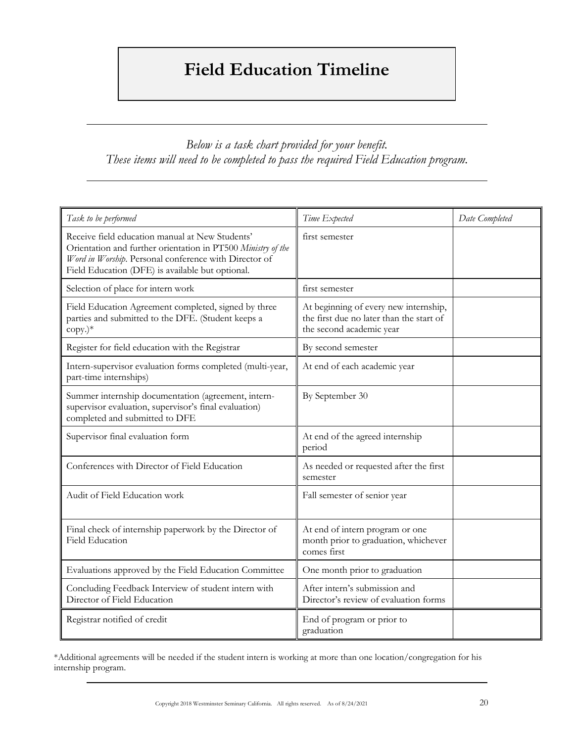# Field Education Timeline

*Below is a task chart provided for your benefit.*
*These items will need to be completed to pass the required Field Education program.*

| *Task to be performed* | *Time Expected* | *Date Completed* |
|---|---|---|
| Receive field education manual at New Students' Orientation and further orientation in PT500 *Ministry of the Word in Worship*. Personal conference with Director of Field Education (DFE) is available but optional. | first semester | |
| Selection of place for intern work | first semester | |
| Field Education Agreement completed, signed by three parties and submitted to the DFE. (Student keeps a copy.)* | At beginning of every new internship, the first due no later than the start of the second academic year | |
| Register for field education with the Registrar | By second semester | |
| Intern-supervisor evaluation forms completed (multi-year, part-time internships) | At end of each academic year | |
| Summer internship documentation (agreement, intern-supervisor evaluation, supervisor's final evaluation) completed and submitted to DFE | By September 30 | |
| Supervisor final evaluation form | At end of the agreed internship period | |
| Conferences with Director of Field Education | As needed or requested after the first semester | |
| Audit of Field Education work | Fall semester of senior year | |
| Final check of internship paperwork by the Director of Field Education | At end of intern program or one month prior to graduation, whichever comes first | |
| Evaluations approved by the Field Education Committee | One month prior to graduation | |
| Concluding Feedback Interview of student intern with Director of Field Education | After intern's submission and Director's review of evaluation forms | |
| Registrar notified of credit | End of program or prior to graduation | |

*Additional agreements will be needed if the student intern is working at more than one location/congregation for his internship program.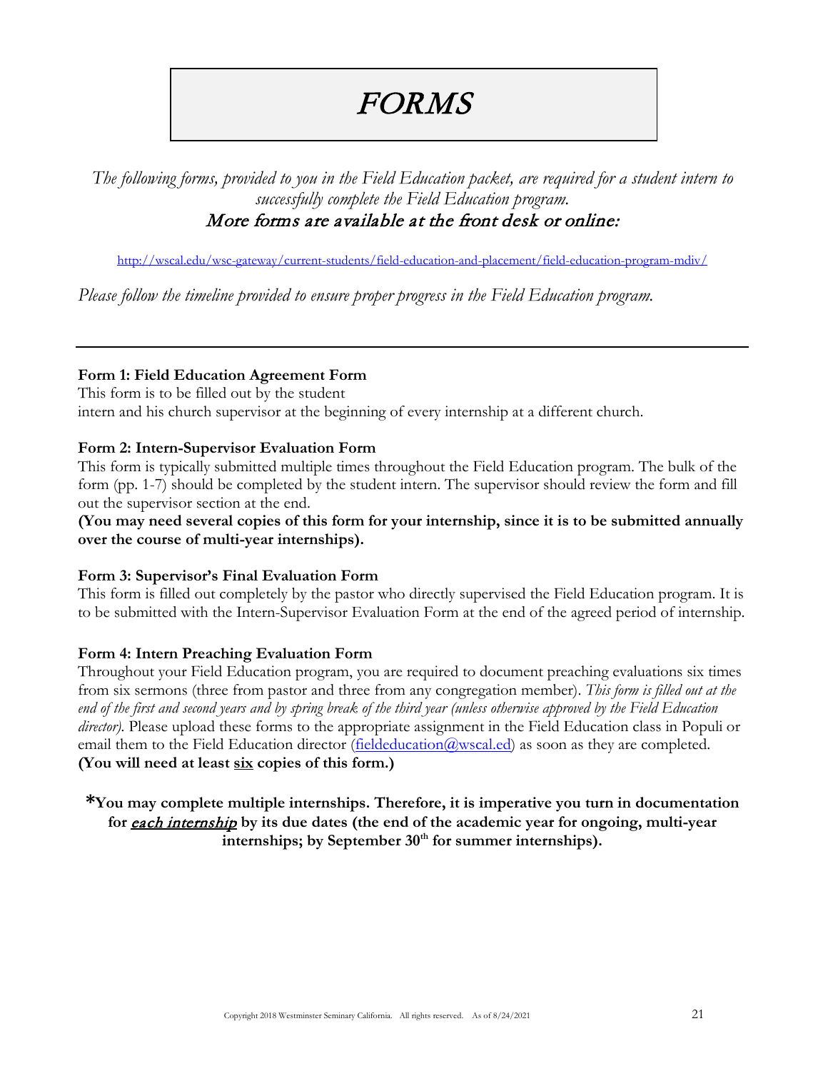# FORMS

*The following forms, provided to you in the Field Education packet, are required for a student intern to successfully complete the Field Education program.*

*More forms are available at the front desk or online:*

http://wscal.edu/wsc-gateway/current-students/field-education-and-placement/field-education-program-mdiv/

*Please follow the timeline provided to ensure proper progress in the Field Education program.*

---

**Form 1: Field Education Agreement Form**

This form is to be filled out by the student intern and his church supervisor at the beginning of every internship at a different church.

**Form 2: Intern-Supervisor Evaluation Form**

This form is typically submitted multiple times throughout the Field Education program. The bulk of the form (pp. 1-7) should be completed by the student intern. The supervisor should review the form and fill out the supervisor section at the end.

**(You may need several copies of this form for your internship, since it is to be submitted annually over the course of multi-year internships).**

**Form 3: Supervisor's Final Evaluation Form**

This form is filled out completely by the pastor who directly supervised the Field Education program. It is to be submitted with the Intern-Supervisor Evaluation Form at the end of the agreed period of internship.

**Form 4: Intern Preaching Evaluation Form**

Throughout your Field Education program, you are required to document preaching evaluations six times from six sermons (three from pastor and three from any congregation member). *This form is filled out at the end of the first and second years and by spring break of the third year (unless otherwise approved by the Field Education director).* Please upload these forms to the appropriate assignment in the Field Education class in Populi or email them to the Field Education director (fieldeducation@wscal.ed) as soon as they are completed. **(You will need at least <u>six</u> copies of this form.)**

**\*You may complete multiple internships. Therefore, it is imperative you turn in documentation for *<u>each internship</u>* by its due dates (the end of the academic year for ongoing, multi-year internships; by September 30th for summer internships).**